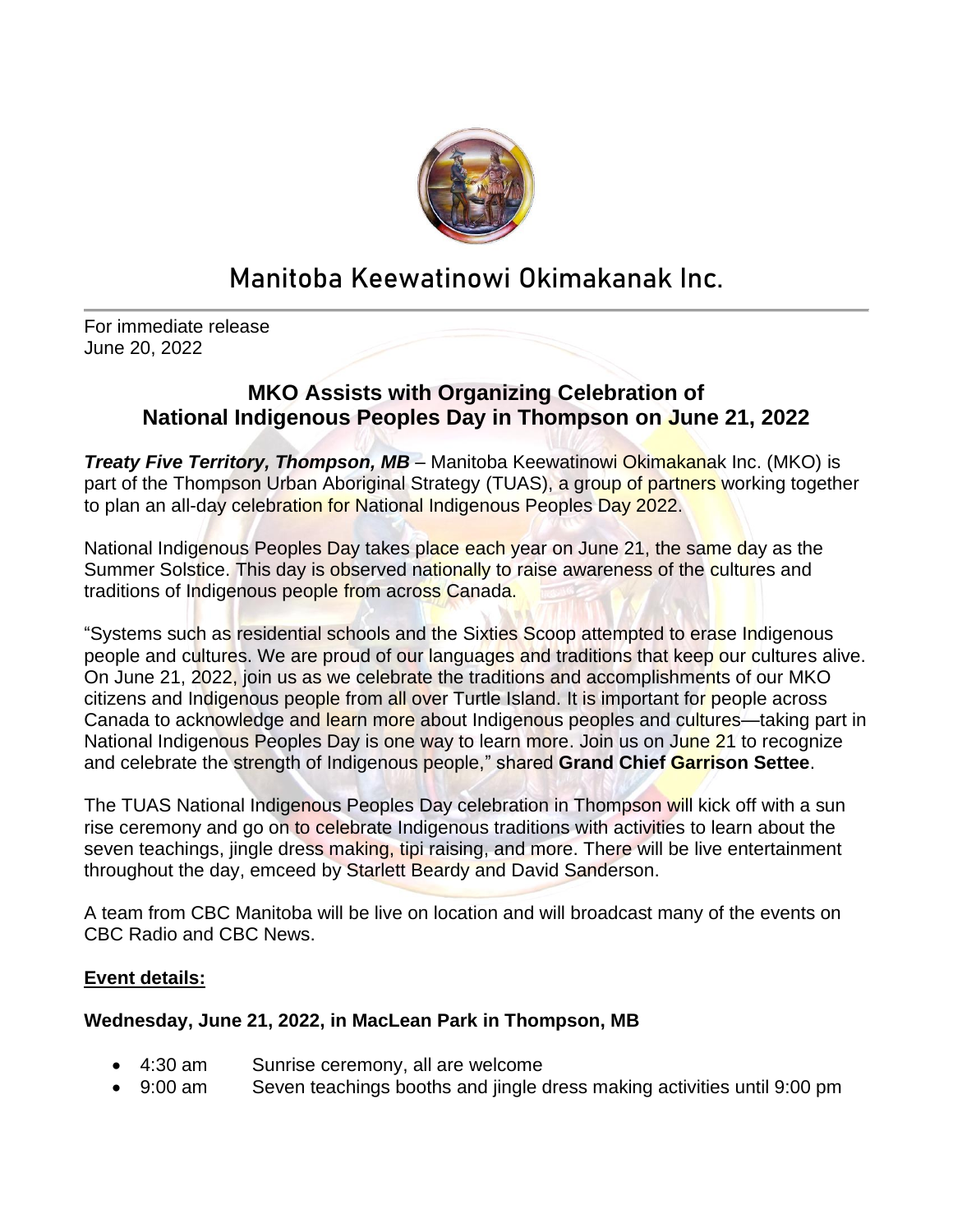# Manitoba Keewatinowi Okimakanak Inc.

For immediate release
June 20, 2022

## MKO Assists with Organizing Celebration of National Indigenous Peoples Day in Thompson on June 21, 2022

***Treaty Five Territory, Thompson, MB*** – Manitoba Keewatinowi Okimakanak Inc. (MKO) is part of the Thompson Urban Aboriginal Strategy (TUAS), a group of partners working together to plan an all-day celebration for National Indigenous Peoples Day 2022.

National Indigenous Peoples Day takes place each year on June 21, the same day as the Summer Solstice. This day is observed nationally to raise awareness of the cultures and traditions of Indigenous people from across Canada.

"Systems such as residential schools and the Sixties Scoop attempted to erase Indigenous people and cultures. We are proud of our languages and traditions that keep our cultures alive. On June 21, 2022, join us as we celebrate the traditions and accomplishments of our MKO citizens and Indigenous people from all over Turtle Island. It is important for people across Canada to acknowledge and learn more about Indigenous peoples and cultures—taking part in National Indigenous Peoples Day is one way to learn more. Join us on June 21 to recognize and celebrate the strength of Indigenous people," shared **Grand Chief Garrison Settee**.

The TUAS National Indigenous Peoples Day celebration in Thompson will kick off with a sun rise ceremony and go on to celebrate Indigenous traditions with activities to learn about the seven teachings, jingle dress making, tipi raising, and more. There will be live entertainment throughout the day, emceed by Starlett Beardy and David Sanderson.

A team from CBC Manitoba will be live on location and will broadcast many of the events on CBC Radio and CBC News.

### Event details:

**Wednesday, June 21, 2022, in MacLean Park in Thompson, MB**

- 4:30 am Sunrise ceremony, all are welcome
- 9:00 am Seven teachings booths and jingle dress making activities until 9:00 pm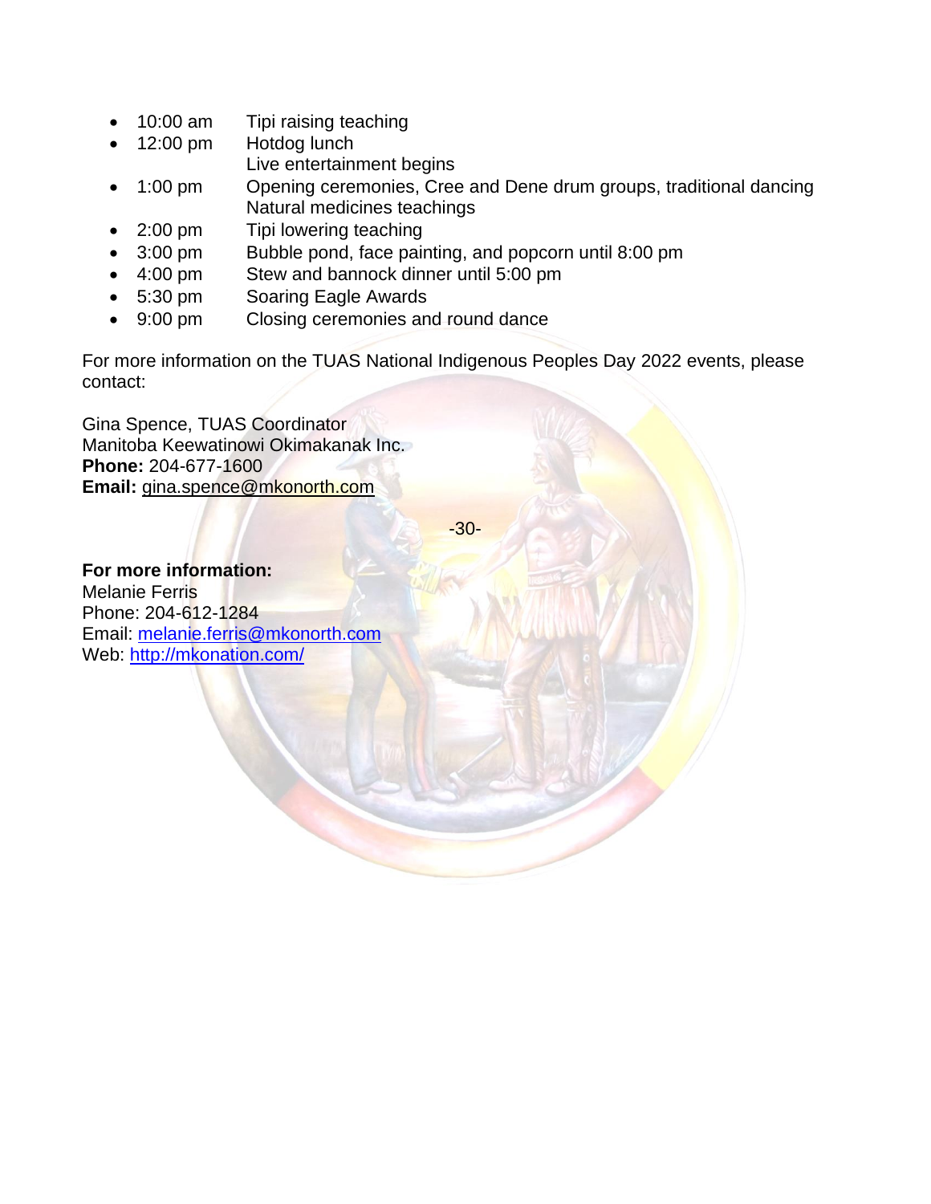- 10:00 am Tipi raising teaching
- 12:00 pm Hotdog lunch
  Live entertainment begins
- 1:00 pm Opening ceremonies, Cree and Dene drum groups, traditional dancing
  Natural medicines teachings
- 2:00 pm Tipi lowering teaching
- 3:00 pm Bubble pond, face painting, and popcorn until 8:00 pm
- 4:00 pm Stew and bannock dinner until 5:00 pm
- 5:30 pm Soaring Eagle Awards
- 9:00 pm Closing ceremonies and round dance

For more information on the TUAS National Indigenous Peoples Day 2022 events, please contact:

Gina Spence, TUAS Coordinator
Manitoba Keewatinowi Okimakanak Inc.
**Phone:** 204-677-1600
**Email:** gina.spence@mkonorth.com

-30-

**For more information:**
Melanie Ferris
Phone: 204-612-1284
Email: melanie.ferris@mkonorth.com
Web: http://mkonation.com/